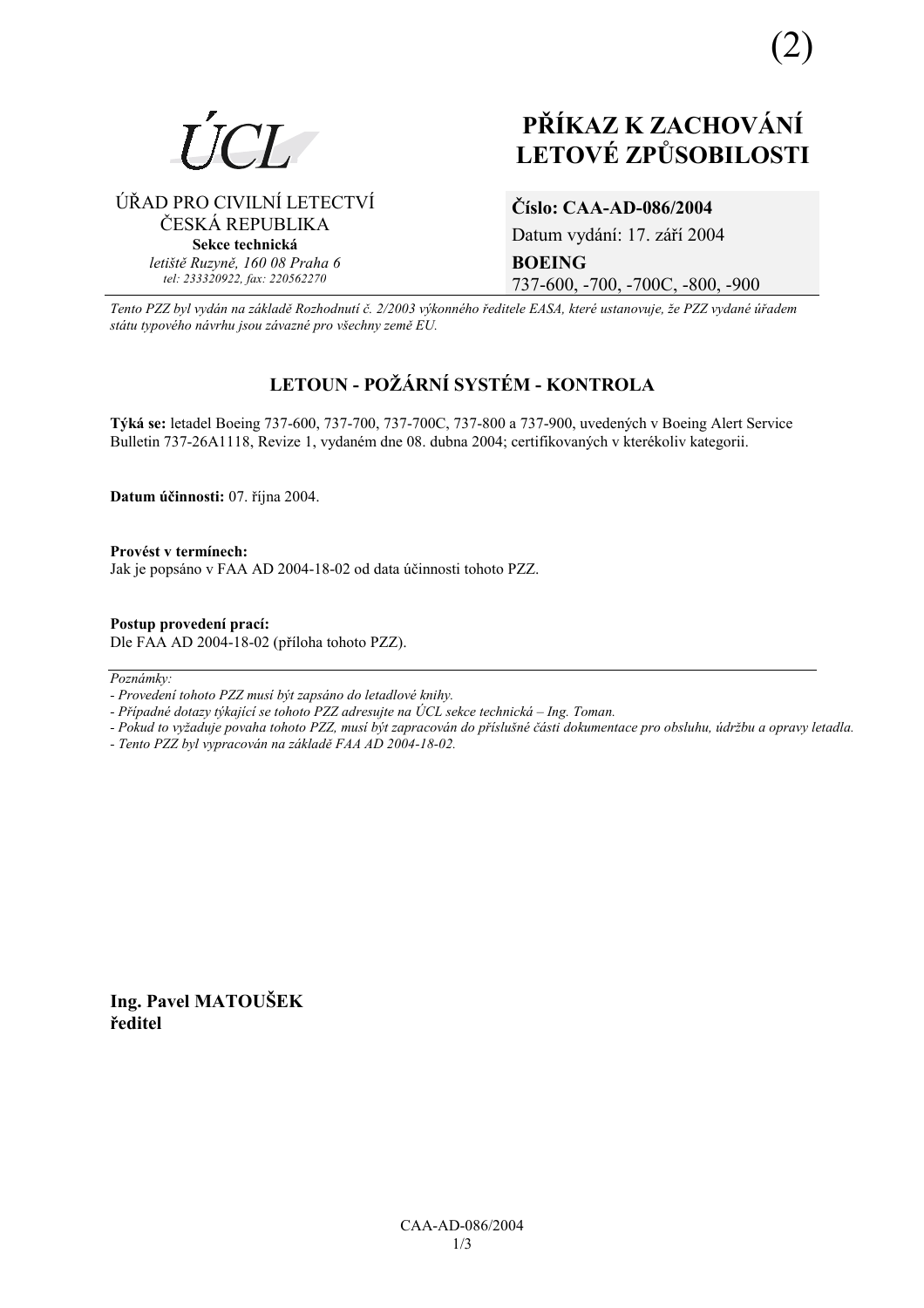(2)

ÚCL

ÚŘAD PRO CIVILNÍ LETECTVÍ
ČESKÁ REPUBLIKA
**Sekce technická**
*letiště Ruzyně, 160 08 Praha 6*
*tel: 233320922, fax: 220562270*

# PŘÍKAZ K ZACHOVÁNÍ LETOVÉ ZPŮSOBILOSTI

**Číslo: CAA-AD-086/2004**
Datum vydání: 17. září 2004
**BOEING**
737-600, -700, -700C, -800, -900

*Tento PZZ byl vydán na základě Rozhodnutí č. 2/2003 výkonného ředitele EASA, které ustanovuje, že PZZ vydané úřadem státu typového návrhu jsou závazné pro všechny země EU.*

## LETOUN - POŽÁRNÍ SYSTÉM - KONTROLA

**Týká se:** letadel Boeing 737-600, 737-700, 737-700C, 737-800 a 737-900, uvedených v Boeing Alert Service Bulletin 737-26A1118, Revize 1, vydaném dne 08. dubna 2004; certifikovaných v kterékoliv kategorii.

**Datum účinnosti:** 07. října 2004.

**Provést v termínech:**
Jak je popsáno v FAA AD 2004-18-02 od data účinnosti tohoto PZZ.

**Postup provedení prací:**
Dle FAA AD 2004-18-02 (příloha tohoto PZZ).

---

*Poznámky:*
*- Provedení tohoto PZZ musí být zapsáno do letadlové knihy.*
*- Případné dotazy týkající se tohoto PZZ adresujte na ÚCL sekce technická – Ing. Toman.*
*- Pokud to vyžaduje povaha tohoto PZZ, musí být zapracován do příslušné části dokumentace pro obsluhu, údržbu a opravy letadla.*
*- Tento PZZ byl vypracován na základě FAA AD 2004-18-02.*

**Ing. Pavel MATOUŠEK**
**ředitel**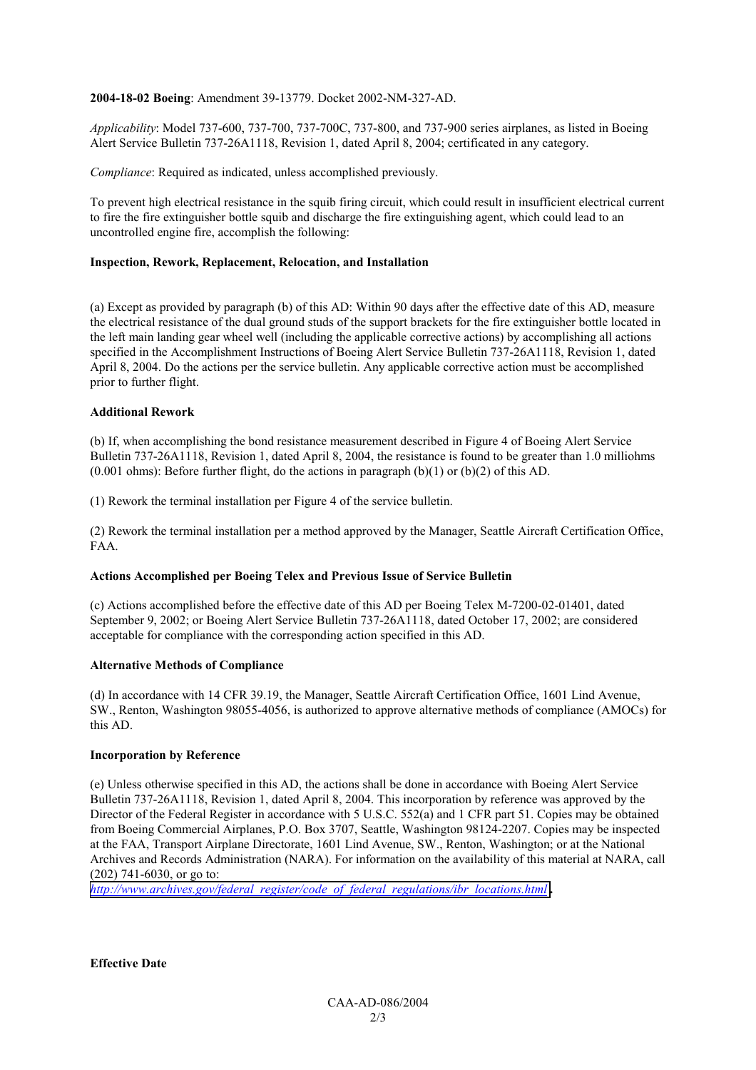**2004-18-02 Boeing**: Amendment 39-13779. Docket 2002-NM-327-AD.

*Applicability*: Model 737-600, 737-700, 737-700C, 737-800, and 737-900 series airplanes, as listed in Boeing Alert Service Bulletin 737-26A1118, Revision 1, dated April 8, 2004; certificated in any category.

*Compliance*: Required as indicated, unless accomplished previously.

To prevent high electrical resistance in the squib firing circuit, which could result in insufficient electrical current to fire the fire extinguisher bottle squib and discharge the fire extinguishing agent, which could lead to an uncontrolled engine fire, accomplish the following:

**Inspection, Rework, Replacement, Relocation, and Installation**

(a) Except as provided by paragraph (b) of this AD: Within 90 days after the effective date of this AD, measure the electrical resistance of the dual ground studs of the support brackets for the fire extinguisher bottle located in the left main landing gear wheel well (including the applicable corrective actions) by accomplishing all actions specified in the Accomplishment Instructions of Boeing Alert Service Bulletin 737-26A1118, Revision 1, dated April 8, 2004. Do the actions per the service bulletin. Any applicable corrective action must be accomplished prior to further flight.

**Additional Rework**

(b) If, when accomplishing the bond resistance measurement described in Figure 4 of Boeing Alert Service Bulletin 737-26A1118, Revision 1, dated April 8, 2004, the resistance is found to be greater than 1.0 milliohms (0.001 ohms): Before further flight, do the actions in paragraph (b)(1) or (b)(2) of this AD.

(1) Rework the terminal installation per Figure 4 of the service bulletin.

(2) Rework the terminal installation per a method approved by the Manager, Seattle Aircraft Certification Office, FAA.

**Actions Accomplished per Boeing Telex and Previous Issue of Service Bulletin**

(c) Actions accomplished before the effective date of this AD per Boeing Telex M-7200-02-01401, dated September 9, 2002; or Boeing Alert Service Bulletin 737-26A1118, dated October 17, 2002; are considered acceptable for compliance with the corresponding action specified in this AD.

**Alternative Methods of Compliance**

(d) In accordance with 14 CFR 39.19, the Manager, Seattle Aircraft Certification Office, 1601 Lind Avenue, SW., Renton, Washington 98055-4056, is authorized to approve alternative methods of compliance (AMOCs) for this AD.

**Incorporation by Reference**

(e) Unless otherwise specified in this AD, the actions shall be done in accordance with Boeing Alert Service Bulletin 737-26A1118, Revision 1, dated April 8, 2004. This incorporation by reference was approved by the Director of the Federal Register in accordance with 5 U.S.C. 552(a) and 1 CFR part 51. Copies may be obtained from Boeing Commercial Airplanes, P.O. Box 3707, Seattle, Washington 98124-2207. Copies may be inspected at the FAA, Transport Airplane Directorate, 1601 Lind Avenue, SW., Renton, Washington; or at the National Archives and Records Administration (NARA). For information on the availability of this material at NARA, call (202) 741-6030, or go to: http://www.archives.gov/federal_register/code_of_federal_regulations/ibr_locations.html.

**Effective Date**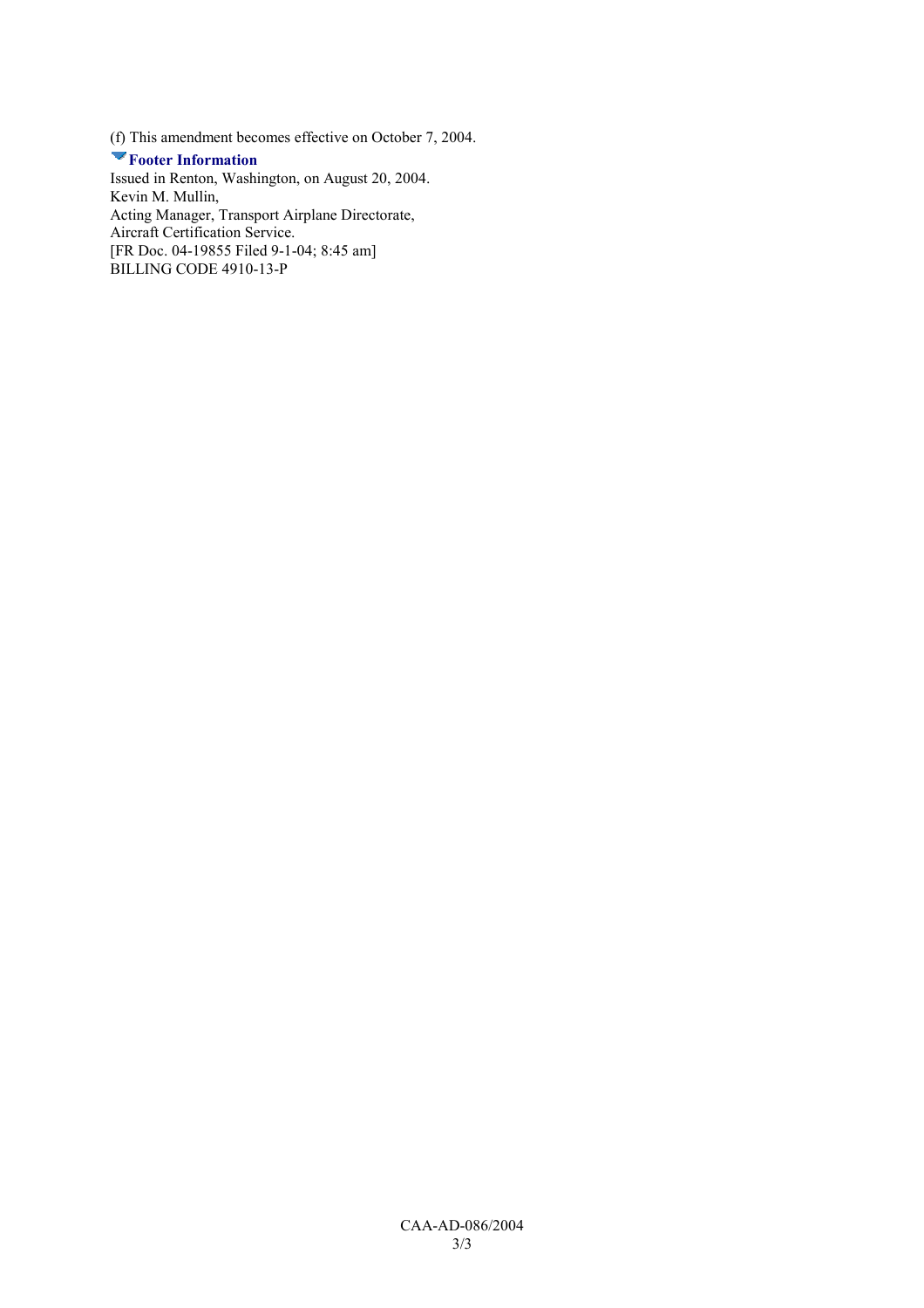(f) This amendment becomes effective on October 7, 2004.

**Footer Information**

Issued in Renton, Washington, on August 20, 2004.
Kevin M. Mullin,
Acting Manager, Transport Airplane Directorate,
Aircraft Certification Service.
[FR Doc. 04-19855 Filed 9-1-04; 8:45 am]
BILLING CODE 4910-13-P